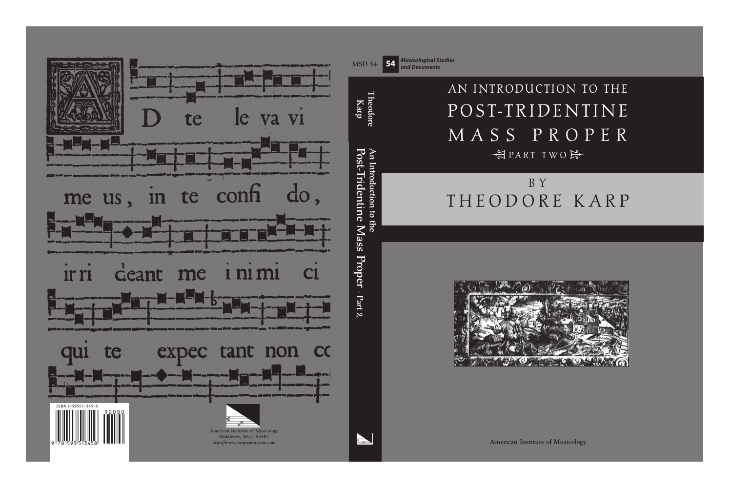MSD 54 **54** ***Musicological Studies and Documents***

# AN INTRODUCTION TO THE POST-TRIDENTINE MASS PROPER

## PART TWO

BY

# THEODORE KARP

American Institute of Musicology

---

Theodore Karp

An Introduction to the Post-Tridentine Mass Proper - Part 2

---

Ad te levavi animam meam: Deus meus, in te confido, non erubescam: neque irrideant me inimici mei: etenim universi qui te expectant non confundentur

ISBN 1-59551-345-0

9 781595 513458 90000

American Institute of Musicology
Middleton, Wisc. 53562
http://www.corpusmusicae.com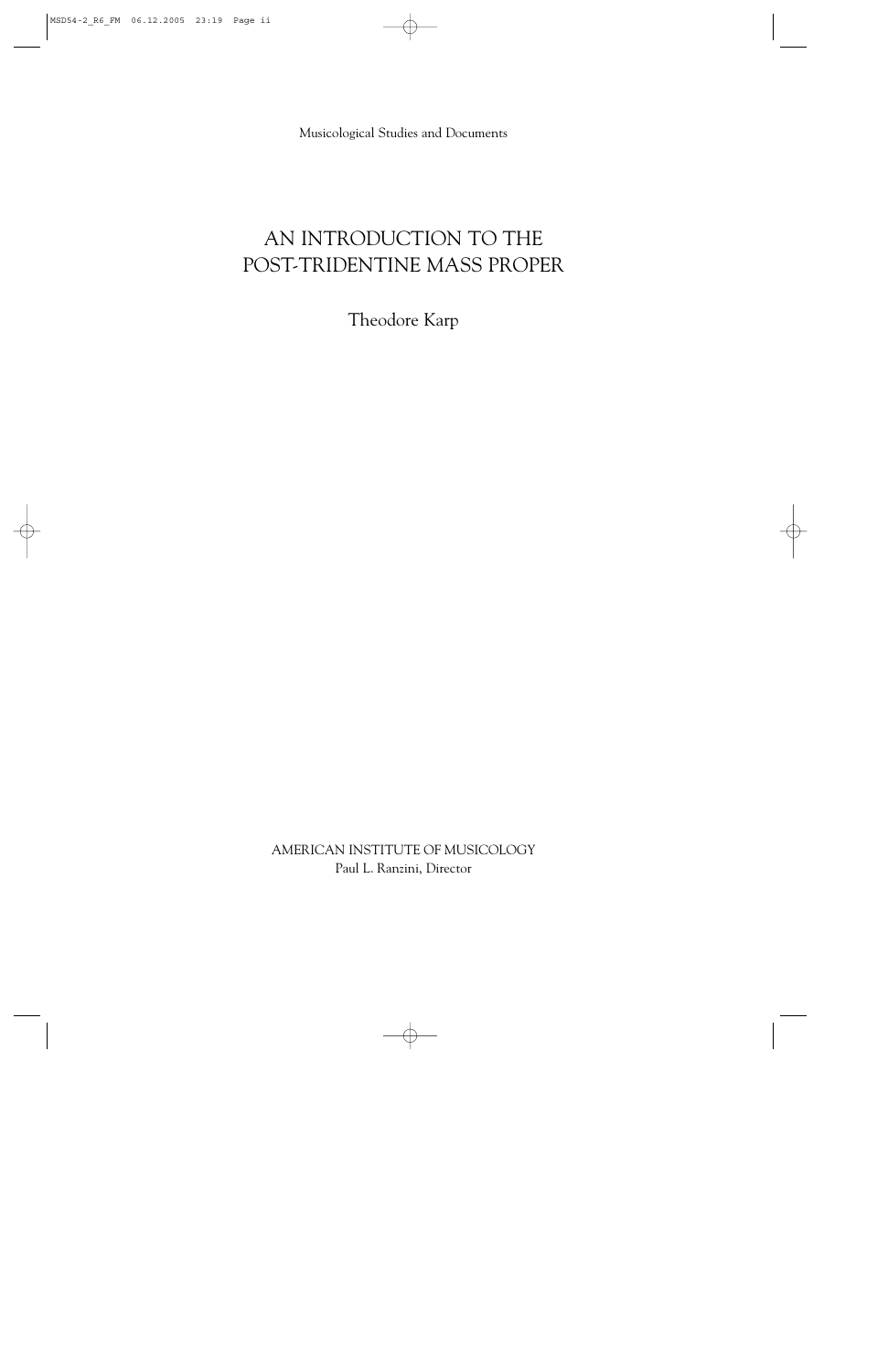Musicological Studies and Documents

# AN INTRODUCTION TO THE POST-TRIDENTINE MASS PROPER

Theodore Karp

AMERICAN INSTITUTE OF MUSICOLOGY
Paul L. Ranzini, Director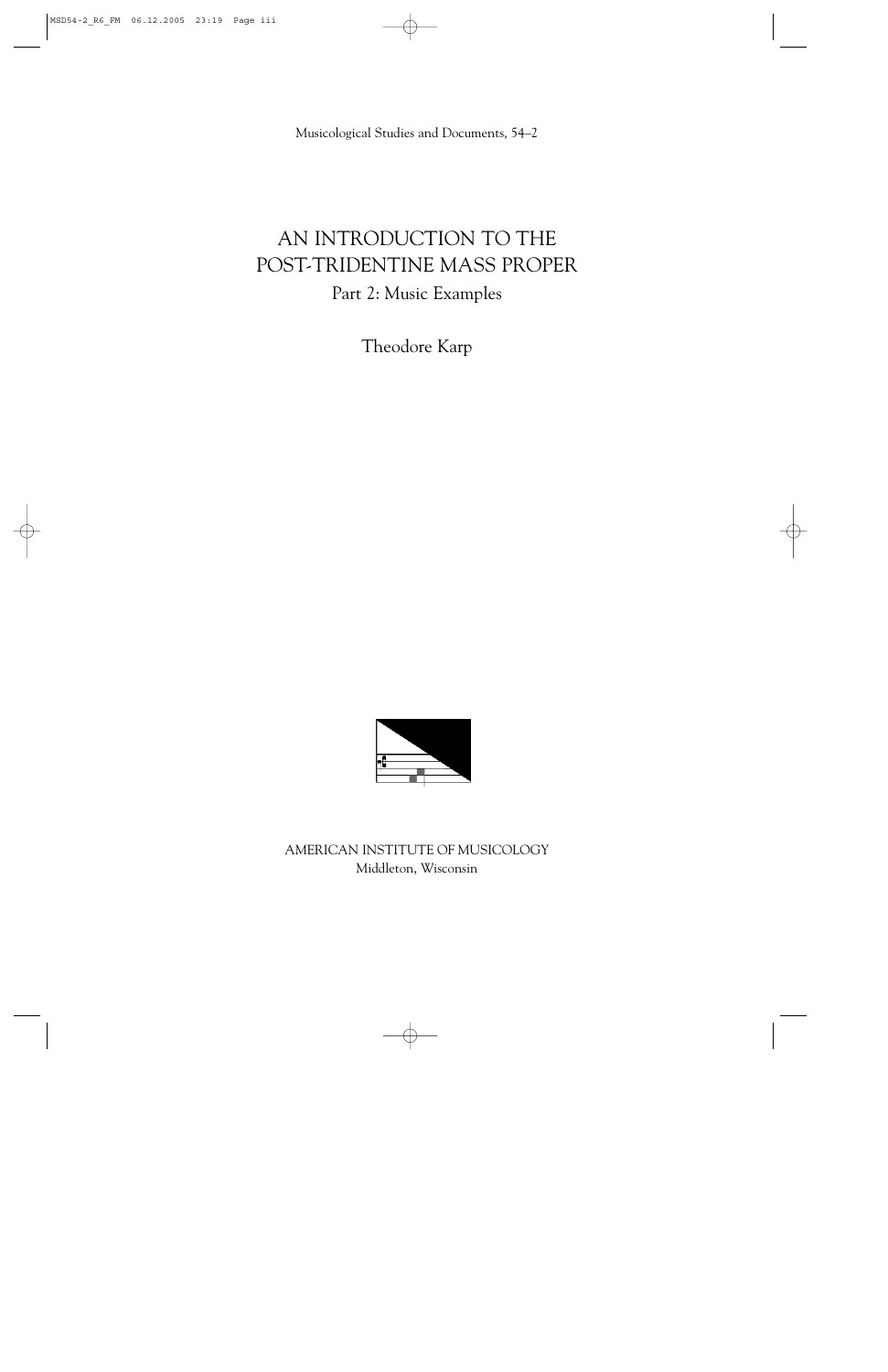Musicological Studies and Documents, 54–2

# AN INTRODUCTION TO THE POST-TRIDENTINE MASS PROPER

## Part 2: Music Examples

Theodore Karp

AMERICAN INSTITUTE OF MUSICOLOGY
Middleton, Wisconsin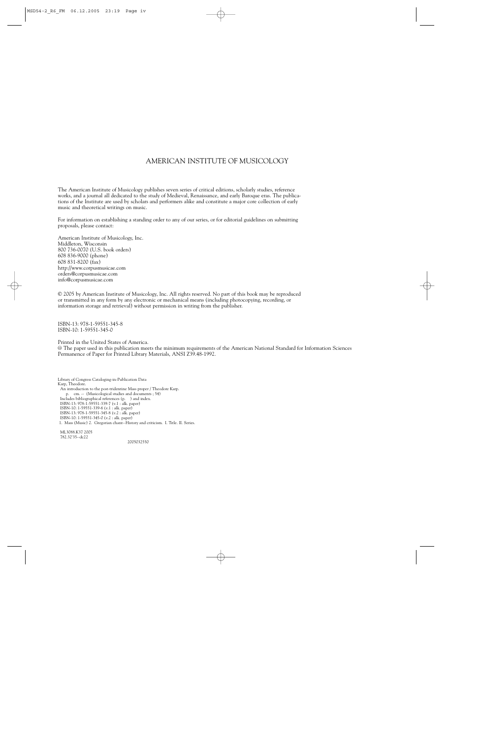# AMERICAN INSTITUTE OF MUSICOLOGY

The American Institute of Musicology publishes seven series of critical editions, scholarly studies, reference works, and a journal all dedicated to the study of Medieval, Renaissance, and early Baroque eras. The publications of the Institute are used by scholars and performers alike and constitute a major core collection of early music and theoretical writings on music.

For information on establishing a standing order to any of our series, or for editorial guidelines on submitting proposals, please contact:

American Institute of Musicology, Inc.
Middleton, Wisconsin
800 736-0070 (U.S. book orders)
608 836-9000 (phone)
608 831-8200 (fax)
http://www.corpusmusicae.com
orders@corpusmusicae.com
info@corpusmusicae.com

© 2005 by American Institute of Musicology, Inc. All rights reserved. No part of this book may be reproduced or transmitted in any form by any electronic or mechanical means (including photocopying, recording, or information storage and retrieval) without permission in writing from the publisher.

ISBN-13: 978-1-59551-345-8
ISBN-10: 1-59551-345-0

Printed in the United States of America.
♾ The paper used in this publication meets the minimum requirements of the American National Standard for Information Sciences Permanence of Paper for Printed Library Materials, ANSI Z39.48-1992.

Library of Congress Cataloging-in-Publication Data
Karp, Theodore.
An introduction to the post-tridentine Mass proper / Theodore Karp.
p. cm. -- (Musicological studies and documents ; 54)
Includes bibliographical references (p. ) and index.
ISBN-13: 978-1-59551-339-7 (v.1 : alk. paper)
ISBN-10: 1-59551-339-6 (v.1 : alk. paper)
ISBN-13: 978-1-59551-345-8 (v.2 : alk. paper)
ISBN-10: 1-59551-345-0 (v.2 : alk. paper)
1. Mass (Music) 2. Gregorian chant--History and criticism. I. Title. II. Series.

ML3088.K37 2005
782.32'35--dc22

2005032550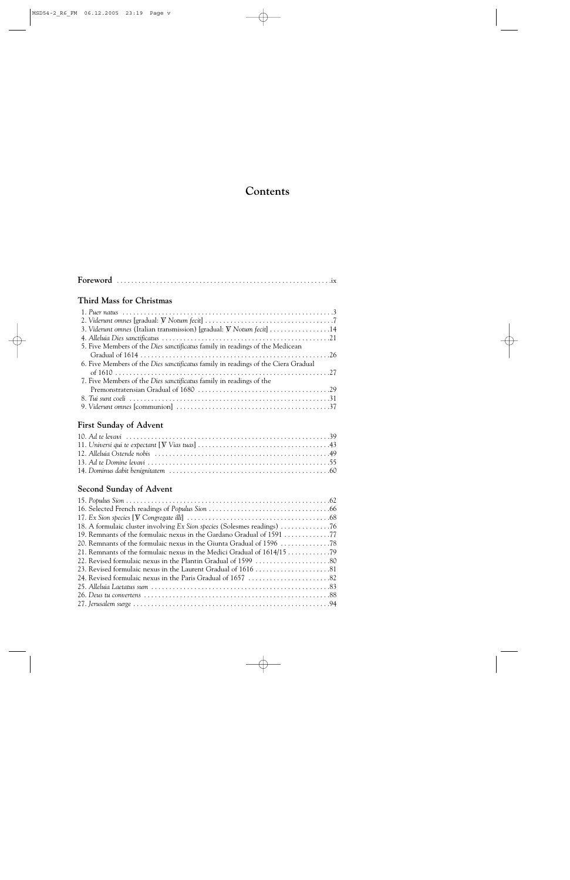# Contents

**Foreword** ....................................................................ix

### Third Mass for Christmas

1. *Puer natus* ....................................................................3
2. *Viderunt omnes* [gradual: ℣ *Notum fecit*] ....................................7
3. *Viderunt omnes* (Italian transmission) [gradual: ℣ *Notum fecit*] .................14
4. *Alleluia Dies sanctificatus* ....................................................21
5. Five Members of the *Dies sanctificatus* family in readings of the Medicean Gradual of 1614 ....................................................................26
6. Five Members of the *Dies sanctificatus* family in readings of the Ciera Gradual of 1610 ....................................................................27
7. Five Members of the *Dies sanctificatus* family in readings of the Premonstratensian Gradual of 1680 ....................................................29
8. *Tui sunt coeli* ....................................................................31
9. *Viderunt omnes* [communion] ....................................................37

### First Sunday of Advent

10. *Ad te levavi* ....................................................................39
11. *Universi qui te expectant* [℣ *Vias tuas*] ........................................43
12. *Alleluia Ostende nobis* ........................................................49
13. *Ad te Domine levavi* ............................................................55
14. *Dominus dabit benignitatem* ....................................................60

### Second Sunday of Advent

15. *Populus Sion* ....................................................................62
16. Selected French readings of *Populus Sion* ........................................66
17. *Ex Sion species* [℣ *Congregate illi*] ............................................68
18. A formulaic cluster involving *Ex Sion species* (Solesmes readings) ..............76
19. Remnants of the formulaic nexus in the Gardano Gradual of 1591 ..................77
20. Remnants of the formulaic nexus in the Giunta Gradual of 1596 ....................78
21. Remnants of the formulaic nexus in the Medici Gradual of 1614/15 ..................79
22. Revised formulaic nexus in the Plantin Gradual of 1599 ............................80
23. Revised formulaic nexus in the Laurent Gradual of 1616 ............................81
24. Revised formulaic nexus in the Paris Gradual of 1657 ..............................82
25. *Alleluia Laetatus sum* ..........................................................83
26. *Deus tu convertens* ..............................................................88
27. *Jerusalem surge* ..................................................................94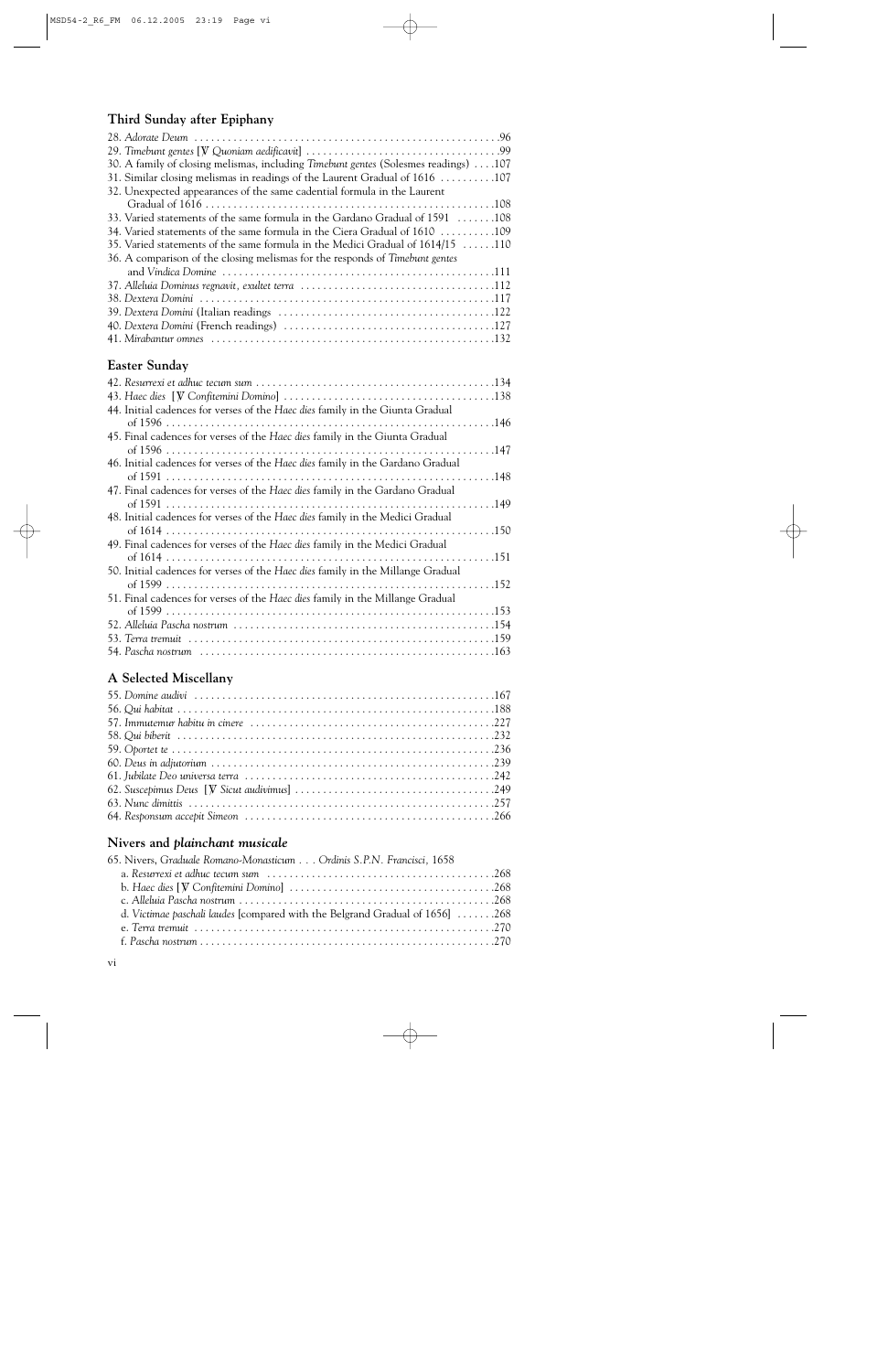## Third Sunday after Epiphany

28. *Adorate Deum* .96
29. *Timebunt gentes* [℣ *Quoniam aedificavit*] .99
30. A family of closing melismas, including *Timebunt gentes* (Solesmes readings) .107
31. Similar closing melismas in readings of the Laurent Gradual of 1616 .107
32. Unexpected appearances of the same cadential formula in the Laurent Gradual of 1616 .108
33. Varied statements of the same formula in the Gardano Gradual of 1591 .108
34. Varied statements of the same formula in the Ciera Gradual of 1610 .109
35. Varied statements of the same formula in the Medici Gradual of 1614/15 .110
36. A comparison of the closing melismas for the responds of *Timebunt gentes* and *Vindica Domine* .111
37. *Alleluia Dominus regnavit, exultet terra* .112
38. *Dextera Domini* .117
39. *Dextera Domini* (Italian readings .122
40. *Dextera Domini* (French readings) .127
41. *Mirabantur omnes* .132

## Easter Sunday

42. *Resurrexi et adhuc tecum sum* .134
43. *Haec dies* [℣ *Confitemini Domino*] .138
44. Initial cadences for verses of the *Haec dies* family in the Giunta Gradual of 1596 .146
45. Final cadences for verses of the *Haec dies* family in the Giunta Gradual of 1596 .147
46. Initial cadences for verses of the *Haec dies* family in the Gardano Gradual of 1591 .148
47. Final cadences for verses of the *Haec dies* family in the Gardano Gradual of 1591 .149
48. Initial cadences for verses of the *Haec dies* family in the Medici Gradual of 1614 .150
49. Final cadences for verses of the *Haec dies* family in the Medici Gradual of 1614 .151
50. Initial cadences for verses of the *Haec dies* family in the Millange Gradual of 1599 .152
51. Final cadences for verses of the *Haec dies* family in the Millange Gradual of 1599 .153
52. *Alleluia Pascha nostrum* .154
53. *Terra tremuit* .159
54. *Pascha nostrum* .163

## A Selected Miscellany

55. *Domine audivi* .167
56. *Qui habitat* .188
57. *Immutemur habitu in cinere* .227
58. *Qui biberit* .232
59. *Oportet te* .236
60. *Deus in adjutorium* .239
61. *Jubilate Deo universa terra* .242
62. *Suscepimus Deus* [℣ *Sicut audivimus*] .249
63. *Nunc dimittis* .257
64. *Responsum accepit Simeon* .266

## Nivers and *plainchant musicale*

65. Nivers, *Graduale Romano-Monasticum . . . Ordinis S.P.N. Francisci*, 1658
    a. *Resurrexi et adhuc tecum sum* .268
    b. *Haec dies* [℣ *Confitemini Domino*] .268
    c. *Alleluia Pascha nostrum* .268
    d. *Victimae paschali laudes* [compared with the Belgrand Gradual of 1656] .268
    e. *Terra tremuit* .270
    f. *Pascha nostrum* .270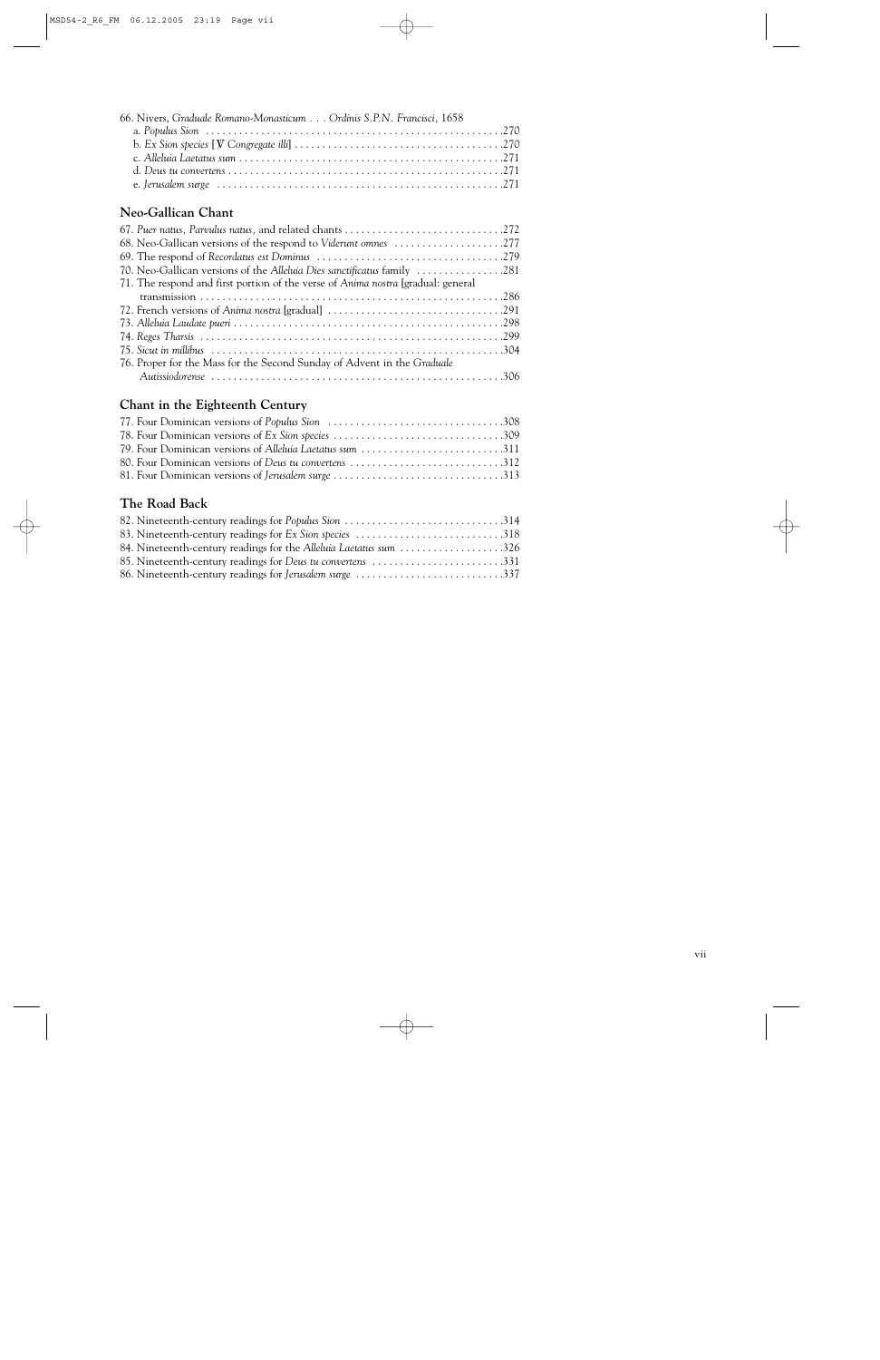66. Nivers, *Graduale Romano-Monasticum . . . Ordinis S.P.N. Francisci*, 1658
   - a. *Populus Sion* . . . . . 270
   - b. *Ex Sion species* [℣ *Congregate illi*] . . . . . 270
   - c. *Alleluia Laetatus sum* . . . . . 271
   - d. *Deus tu convertens* . . . . . 271
   - e. *Jerusalem surge* . . . . . 271

## Neo-Gallican Chant

67. *Puer natus, Parvulus natus*, and related chants . . . . . 272
68. Neo-Gallican versions of the respond to *Viderunt omnes* . . . . . 277
69. The respond of *Recordatus est Dominus* . . . . . 279
70. Neo-Gallican versions of the *Alleluia Dies sanctificatus* family . . . . . 281
71. The respond and first portion of the verse of *Anima nostra* [gradual: general transmission . . . . . 286
72. French versions of *Anima nostra* [gradual] . . . . . 291
73. *Alleluia Laudate pueri* . . . . . 298
74. *Reges Tharsis* . . . . . 299
75. *Sicut in millibus* . . . . . 304
76. Proper for the Mass for the Second Sunday of Advent in the *Graduale Autissiodorense* . . . . . 306

## Chant in the Eighteenth Century

77. Four Dominican versions of *Populus Sion* . . . . . 308
78. Four Dominican versions of *Ex Sion species* . . . . . 309
79. Four Dominican versions of *Alleluia Laetatus sum* . . . . . 311
80. Four Dominican versions of *Deus tu convertens* . . . . . 312
81. Four Dominican versions of *Jerusalem surge* . . . . . 313

## The Road Back

82. Nineteenth-century readings for *Populus Sion* . . . . . 314
83. Nineteenth-century readings for *Ex Sion species* . . . . . 318
84. Nineteenth-century readings for the *Alleluia Laetatus sum* . . . . . 326
85. Nineteenth-century readings for *Deus tu convertens* . . . . . 331
86. Nineteenth-century readings for *Jerusalem surge* . . . . . 337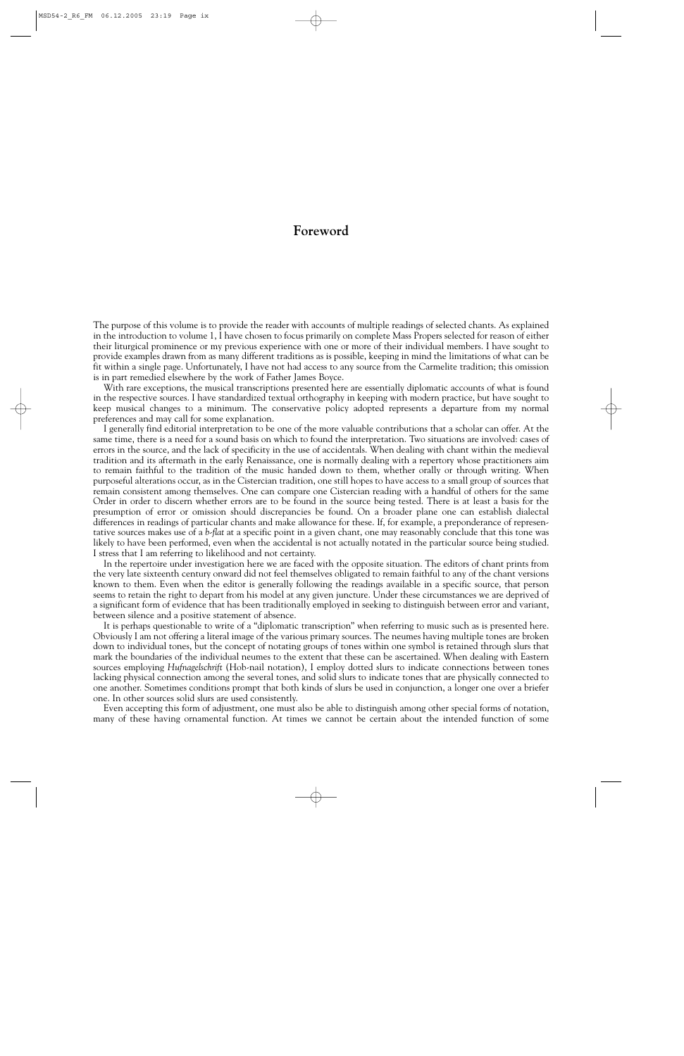# Foreword

The purpose of this volume is to provide the reader with accounts of multiple readings of selected chants. As explained in the introduction to volume 1, I have chosen to focus primarily on complete Mass Propers selected for reason of either their liturgical prominence or my previous experience with one or more of their individual members. I have sought to provide examples drawn from as many different traditions as is possible, keeping in mind the limitations of what can be fit within a single page. Unfortunately, I have not had access to any source from the Carmelite tradition; this omission is in part remedied elsewhere by the work of Father James Boyce.

With rare exceptions, the musical transcriptions presented here are essentially diplomatic accounts of what is found in the respective sources. I have standardized textual orthography in keeping with modern practice, but have sought to keep musical changes to a minimum. The conservative policy adopted represents a departure from my normal preferences and may call for some explanation.

I generally find editorial interpretation to be one of the more valuable contributions that a scholar can offer. At the same time, there is a need for a sound basis on which to found the interpretation. Two situations are involved: cases of errors in the source, and the lack of specificity in the use of accidentals. When dealing with chant within the medieval tradition and its aftermath in the early Renaissance, one is normally dealing with a repertory whose practitioners aim to remain faithful to the tradition of the music handed down to them, whether orally or through writing. When purposeful alterations occur, as in the Cistercian tradition, one still hopes to have access to a small group of sources that remain consistent among themselves. One can compare one Cistercian reading with a handful of others for the same Order in order to discern whether errors are to be found in the source being tested. There is at least a basis for the presumption of error or omission should discrepancies be found. On a broader plane one can establish dialectal differences in readings of particular chants and make allowance for these. If, for example, a preponderance of representative sources makes use of a *b-flat* at a specific point in a given chant, one may reasonably conclude that this tone was likely to have been performed, even when the accidental is not actually notated in the particular source being studied. I stress that I am referring to likelihood and not certainty.

In the repertoire under investigation here we are faced with the opposite situation. The editors of chant prints from the very late sixteenth century onward did not feel themselves obligated to remain faithful to any of the chant versions known to them. Even when the editor is generally following the readings available in a specific source, that person seems to retain the right to depart from his model at any given juncture. Under these circumstances we are deprived of a significant form of evidence that has been traditionally employed in seeking to distinguish between error and variant, between silence and a positive statement of absence.

It is perhaps questionable to write of a "diplomatic transcription" when referring to music such as is presented here. Obviously I am not offering a literal image of the various primary sources. The neumes having multiple tones are broken down to individual tones, but the concept of notating groups of tones within one symbol is retained through slurs that mark the boundaries of the individual neumes to the extent that these can be ascertained. When dealing with Eastern sources employing *Hufnagelschrift* (Hob-nail notation), I employ dotted slurs to indicate connections between tones lacking physical connection among the several tones, and solid slurs to indicate tones that are physically connected to one another. Sometimes conditions prompt that both kinds of slurs be used in conjunction, a longer one over a briefer one. In other sources solid slurs are used consistently.

Even accepting this form of adjustment, one must also be able to distinguish among other special forms of notation, many of these having ornamental function. At times we cannot be certain about the intended function of some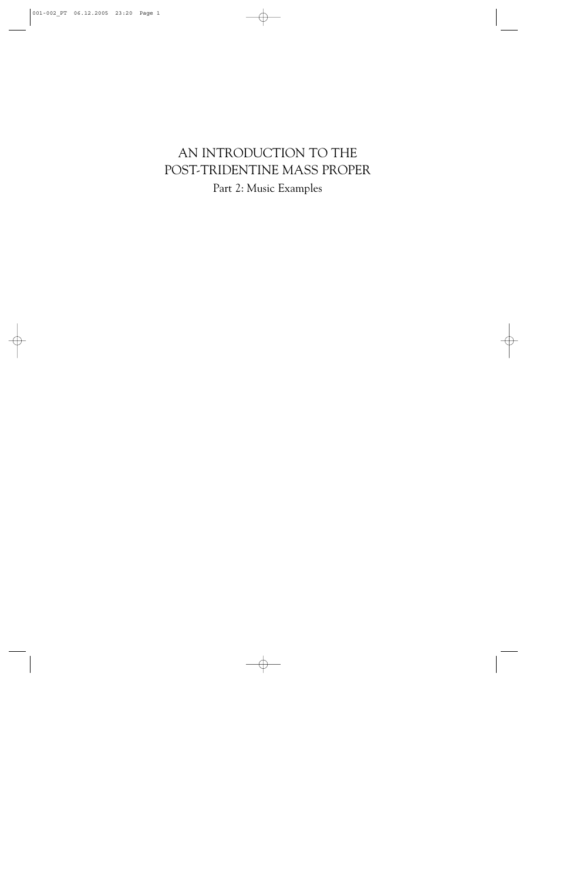# AN INTRODUCTION TO THE POST-TRIDENTINE MASS PROPER

Part 2: Music Examples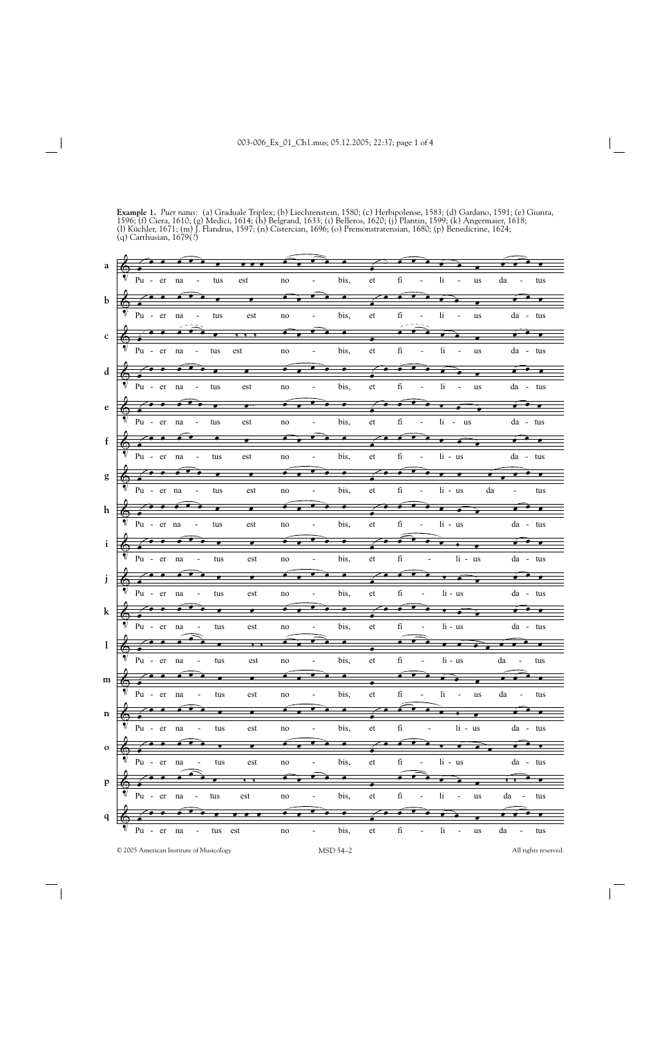**Example 1.** *Puer natus:* (a) Graduale Triplex; (b) Liechtenstein, 1580; (c) Herbipolense, 1583; (d) Gardano, 1591; (e) Giunta, 1596; (f) Ciera, 1610; (g) Medici, 1614; (h) Belgrand, 1633; (i) Belleros, 1620; (j) Plantin, 1599; (k) Angermaier, 1618; (l) Küchler, 1671; (m) J. Flandrus, 1597; (n) Cistercian, 1696; (o) Premonstratensian, 1680; (p) Benedictine, 1624; (q) Carthusian, 1679(?)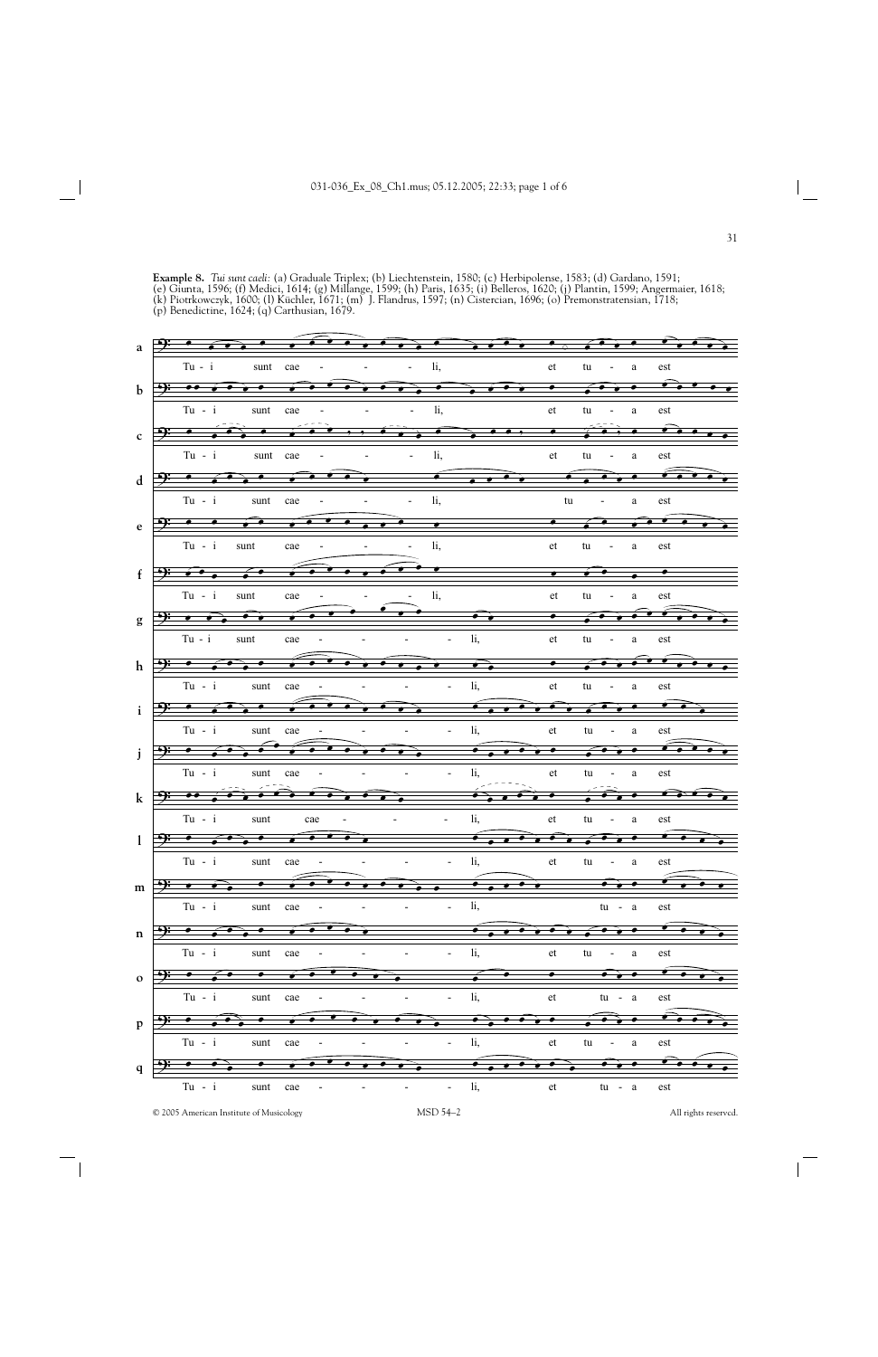**Example 8.** *Tui sunt caeli:* (a) Graduale Triplex; (b) Liechtenstein, 1580; (c) Herbipolense, 1583; (d) Gardano, 1591; (e) Giunta, 1596; (f) Medici, 1614; (g) Millange, 1599; (h) Paris, 1635; (i) Belleros, 1620; (j) Plantin, 1599; Angermaier, 1618; (k) Piotrkowczyk, 1600; (l) Küchler, 1671; (m) J. Flandrus, 1597; (n) Cistercian, 1696; (o) Premonstratensian, 1718; (p) Benedictine, 1624; (q) Carthusian, 1679.

a Tu - i sunt cae - - - li, et tu - a est

b Tu - i sunt cae - - - li, et tu - a est

c Tu - i sunt cae - - - li, et tu - a est

d Tu - i sunt cae - - - li, tu - a est

e Tu - i sunt cae - - - li, et tu - a est

f Tu - i sunt cae - - - li, et tu - a est

g Tu - i sunt cae - - - - li, et tu - a est

h Tu - i sunt cae - - - - li, et tu - a est

i Tu - i sunt cae - - - - li, et tu - a est

j Tu - i sunt cae - - - - li, et tu - a est

k Tu - i sunt cae - - - li, et tu - a est

l Tu - i sunt cae - - - - li, et tu - a est

m Tu - i sunt cae - - - - li, tu - a est

n Tu - i sunt cae - - - - li, et tu - a est

o Tu - i sunt cae - - - - li, et tu - a est

p Tu - i sunt cae - - - - li, et tu - a est

q Tu - i sunt cae - - - - li, et tu - a est

© 2005 American Institute of Musicology MSD 54–2 All rights reserved.